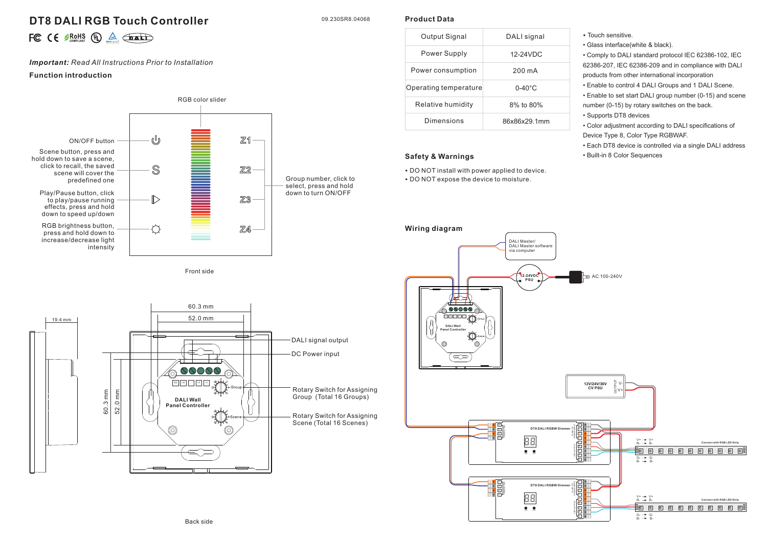# DT8 DALI RGB Touch Controller

09.230SR8.04068

***Important:*** *Read All Instructions Prior to Installation*

**Function introduction**

RGB color slider

ON/OFF button

Scene button, press and hold down to save a scene, click to recall, the saved scene will cover the predefined one

Play/Pause button, click to play/pause running effects, press and hold down to speed up/down

RGB brightness button, press and hold down to increase/decrease light intensity

Group number, click to select, press and hold down to turn ON/OFF

Front side

DALI signal output

DC Power input

Rotary Switch for Assigning Group (Total 16 Groups)

Rotary Switch for Assigning Scene (Total 16 Scenes)

Back side

## Product Data

| Output Signal | DALI signal |
|---|---|
| Power Supply | 12-24VDC |
| Power consumption | 200 mA |
| Operating temperature | 0-40°C |
| Relative humidity | 8% to 80% |
| Dimensions | 86x86x29.1mm |

- Touch sensitive.
- Glass interface(white & black).
- Comply to DALI standard protocol IEC 62386-102, IEC 62386-207, IEC 62386-209 and in compliance with DALI products from other international incorporation
- Enable to control 4 DALI Groups and 1 DALI Scene.
- Enable to set start DALI group number (0-15) and scene number (0-15) by rotary switches on the back.
- Supports DT8 devices
- Color adjustment according to DALI specifications of Device Type 8, Color Type RGBWAF.
- Each DT8 device is controlled via a single DALI address
- Built-in 8 Color Sequences

## Safety & Warnings

- DO NOT install with power applied to device.
- DO NOT expose the device to moisture.

## Wiring diagram

DALI Master/ DALI Master software via computer

12-24VDC PSU

AC 100-240V

12V/24V/36V CV PSU

DT8 DALI RGBW Dimmer

Connect with RGB LED Strip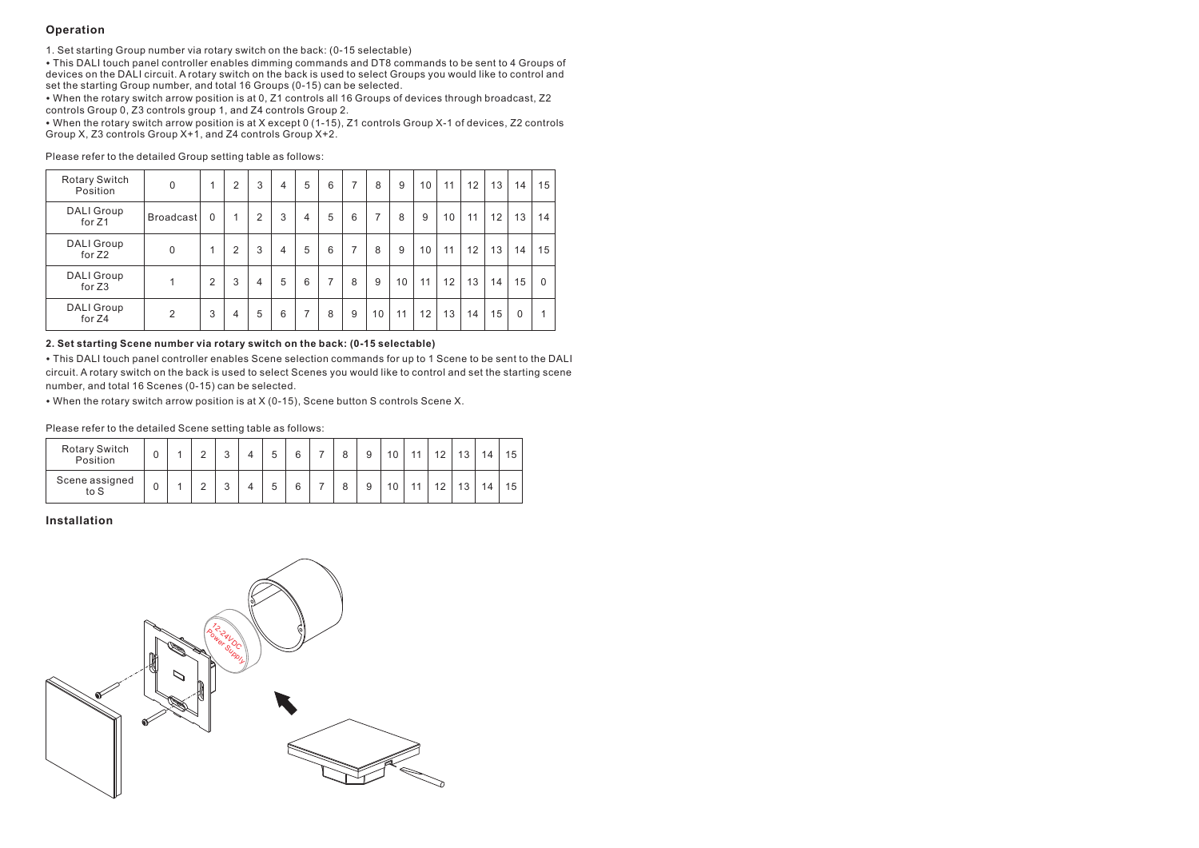### Operation

1. Set starting Group number via rotary switch on the back: (0-15 selectable)

• This DALI touch panel controller enables dimming commands and DT8 commands to be sent to 4 Groups of devices on the DALI circuit. A rotary switch on the back is used to select Groups you would like to control and set the starting Group number, and total 16 Groups (0-15) can be selected.

• When the rotary switch arrow position is at 0, Z1 controls all 16 Groups of devices through broadcast, Z2 controls Group 0, Z3 controls group 1, and Z4 controls Group 2.

• When the rotary switch arrow position is at X except 0 (1-15), Z1 controls Group X-1 of devices, Z2 controls Group X, Z3 controls Group X+1, and Z4 controls Group X+2.

Please refer to the detailed Group setting table as follows:

| Rotary Switch Position | 0 | 1 | 2 | 3 | 4 | 5 | 6 | 7 | 8 | 9 | 10 | 11 | 12 | 13 | 14 | 15 |
|---|---|---|---|---|---|---|---|---|---|---|---|---|---|---|---|---|
| DALI Group for Z1 | Broadcast | 0 | 1 | 2 | 3 | 4 | 5 | 6 | 7 | 8 | 9 | 10 | 11 | 12 | 13 | 14 |
| DALI Group for Z2 | 0 | 1 | 2 | 3 | 4 | 5 | 6 | 7 | 8 | 9 | 10 | 11 | 12 | 13 | 14 | 15 |
| DALI Group for Z3 | 1 | 2 | 3 | 4 | 5 | 6 | 7 | 8 | 9 | 10 | 11 | 12 | 13 | 14 | 15 | 0 |
| DALI Group for Z4 | 2 | 3 | 4 | 5 | 6 | 7 | 8 | 9 | 10 | 11 | 12 | 13 | 14 | 15 | 0 | 1 |

**2. Set starting Scene number via rotary switch on the back: (0-15 selectable)**

• This DALI touch panel controller enables Scene selection commands for up to 1 Scene to be sent to the DALI circuit. A rotary switch on the back is used to select Scenes you would like to control and set the starting scene number, and total 16 Scenes (0-15) can be selected.

• When the rotary switch arrow position is at X (0-15), Scene button S controls Scene X.

Please refer to the detailed Scene setting table as follows:

| Rotary Switch Position | 0 | 1 | 2 | 3 | 4 | 5 | 6 | 7 | 8 | 9 | 10 | 11 | 12 | 13 | 14 | 15 |
|---|---|---|---|---|---|---|---|---|---|---|---|---|---|---|---|---|
| Scene assigned to S | 0 | 1 | 2 | 3 | 4 | 5 | 6 | 7 | 8 | 9 | 10 | 11 | 12 | 13 | 14 | 15 |

### Installation

12-24VDC Power Supply